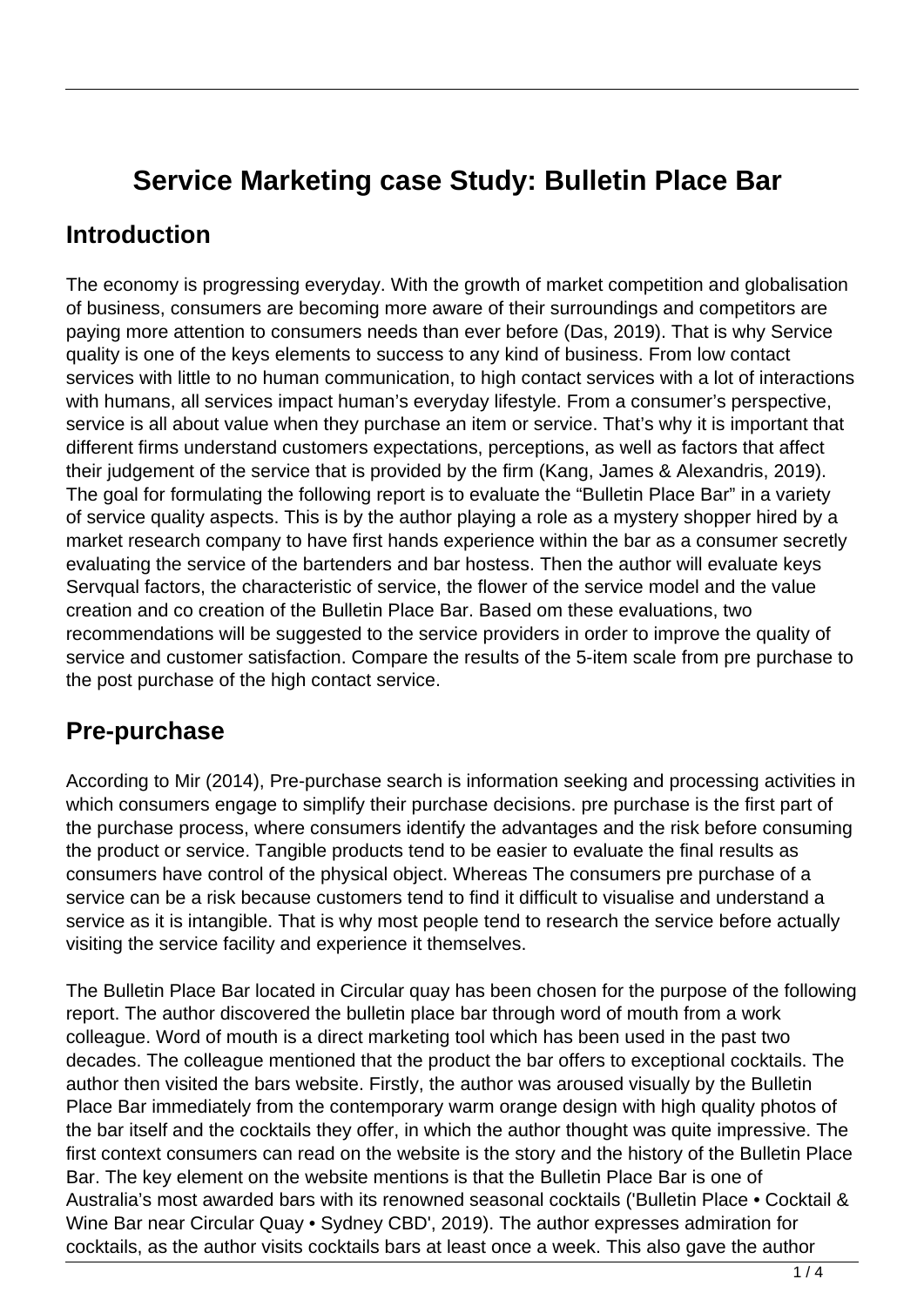# Service Marketing case Study: Bulletin Place Bar

## Introduction

The economy is progressing everyday. With the growth of market competition and globalisation of business, consumers are becoming more aware of their surroundings and competitors are paying more attention to consumers needs than ever before (Das, 2019). That is why Service quality is one of the keys elements to success to any kind of business. From low contact services with little to no human communication, to high contact services with a lot of interactions with humans, all services impact human's everyday lifestyle. From a consumer's perspective, service is all about value when they purchase an item or service. That's why it is important that different firms understand customers expectations, perceptions, as well as factors that affect their judgement of the service that is provided by the firm (Kang, James & Alexandris, 2019). The goal for formulating the following report is to evaluate the "Bulletin Place Bar" in a variety of service quality aspects. This is by the author playing a role as a mystery shopper hired by a market research company to have first hands experience within the bar as a consumer secretly evaluating the service of the bartenders and bar hostess. Then the author will evaluate keys Servqual factors, the characteristic of service, the flower of the service model and the value creation and co creation of the Bulletin Place Bar. Based om these evaluations, two recommendations will be suggested to the service providers in order to improve the quality of service and customer satisfaction. Compare the results of the 5-item scale from pre purchase to the post purchase of the high contact service.

## Pre-purchase

According to Mir (2014), Pre-purchase search is information seeking and processing activities in which consumers engage to simplify their purchase decisions. pre purchase is the first part of the purchase process, where consumers identify the advantages and the risk before consuming the product or service. Tangible products tend to be easier to evaluate the final results as consumers have control of the physical object. Whereas The consumers pre purchase of a service can be a risk because customers tend to find it difficult to visualise and understand a service as it is intangible. That is why most people tend to research the service before actually visiting the service facility and experience it themselves.

The Bulletin Place Bar located in Circular quay has been chosen for the purpose of the following report. The author discovered the bulletin place bar through word of mouth from a work colleague. Word of mouth is a direct marketing tool which has been used in the past two decades. The colleague mentioned that the product the bar offers to exceptional cocktails. The author then visited the bars website. Firstly, the author was aroused visually by the Bulletin Place Bar immediately from the contemporary warm orange design with high quality photos of the bar itself and the cocktails they offer, in which the author thought was quite impressive. The first context consumers can read on the website is the story and the history of the Bulletin Place Bar. The key element on the website mentions is that the Bulletin Place Bar is one of Australia's most awarded bars with its renowned seasonal cocktails ('Bulletin Place • Cocktail & Wine Bar near Circular Quay • Sydney CBD', 2019). The author expresses admiration for cocktails, as the author visits cocktails bars at least once a week. This also gave the author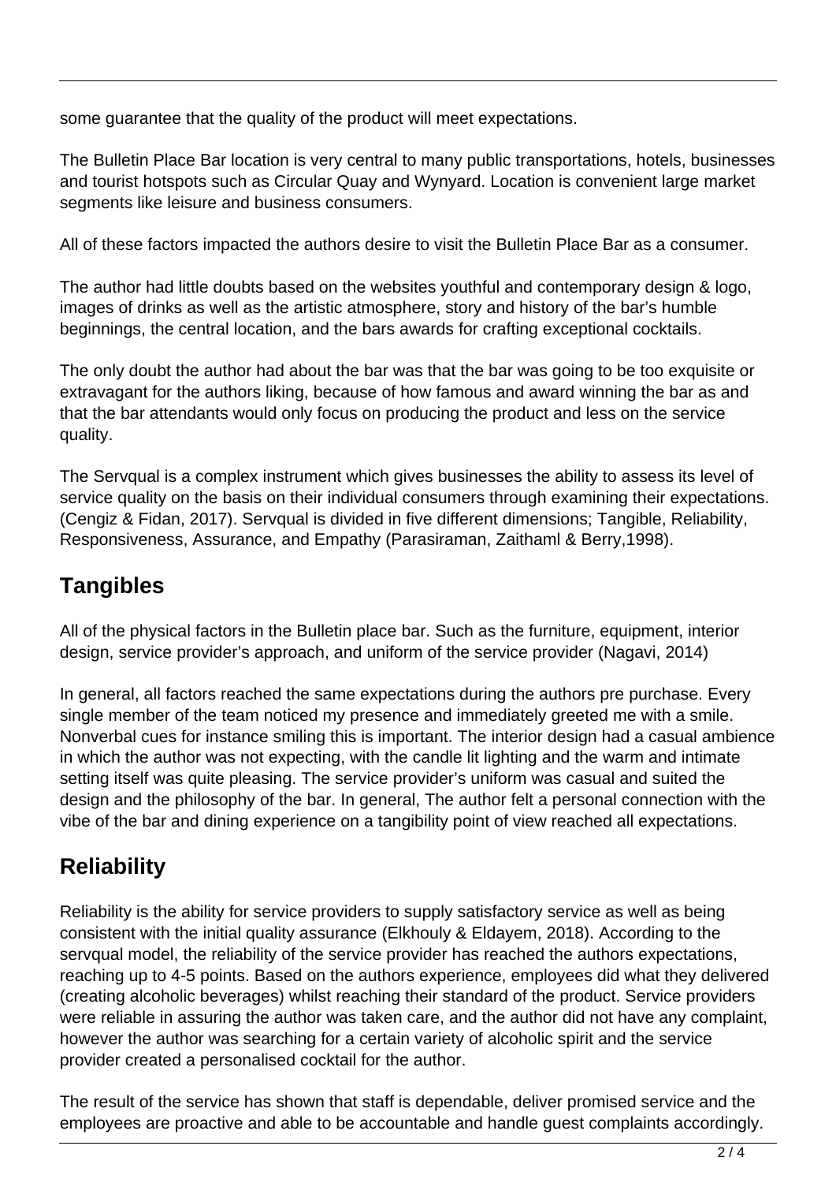some guarantee that the quality of the product will meet expectations.

The Bulletin Place Bar location is very central to many public transportations, hotels, businesses and tourist hotspots such as Circular Quay and Wynyard. Location is convenient large market segments like leisure and business consumers.

All of these factors impacted the authors desire to visit the Bulletin Place Bar as a consumer.

The author had little doubts based on the websites youthful and contemporary design & logo, images of drinks as well as the artistic atmosphere, story and history of the bar's humble beginnings, the central location, and the bars awards for crafting exceptional cocktails.

The only doubt the author had about the bar was that the bar was going to be too exquisite or extravagant for the authors liking, because of how famous and award winning the bar as and that the bar attendants would only focus on producing the product and less on the service quality.

The Servqual is a complex instrument which gives businesses the ability to assess its level of service quality on the basis on their individual consumers through examining their expectations. (Cengiz & Fidan, 2017). Servqual is divided in five different dimensions; Tangible, Reliability, Responsiveness, Assurance, and Empathy (Parasiraman, Zaithaml & Berry,1998).

## Tangibles

All of the physical factors in the Bulletin place bar. Such as the furniture, equipment, interior design, service provider's approach, and uniform of the service provider (Nagavi, 2014)

In general, all factors reached the same expectations during the authors pre purchase. Every single member of the team noticed my presence and immediately greeted me with a smile. Nonverbal cues for instance smiling this is important. The interior design had a casual ambience in which the author was not expecting, with the candle lit lighting and the warm and intimate setting itself was quite pleasing. The service provider's uniform was casual and suited the design and the philosophy of the bar. In general, The author felt a personal connection with the vibe of the bar and dining experience on a tangibility point of view reached all expectations.

## Reliability

Reliability is the ability for service providers to supply satisfactory service as well as being consistent with the initial quality assurance (Elkhouly & Eldayem, 2018). According to the servqual model, the reliability of the service provider has reached the authors expectations, reaching up to 4-5 points. Based on the authors experience, employees did what they delivered (creating alcoholic beverages) whilst reaching their standard of the product. Service providers were reliable in assuring the author was taken care, and the author did not have any complaint, however the author was searching for a certain variety of alcoholic spirit and the service provider created a personalised cocktail for the author.

The result of the service has shown that staff is dependable, deliver promised service and the employees are proactive and able to be accountable and handle guest complaints accordingly.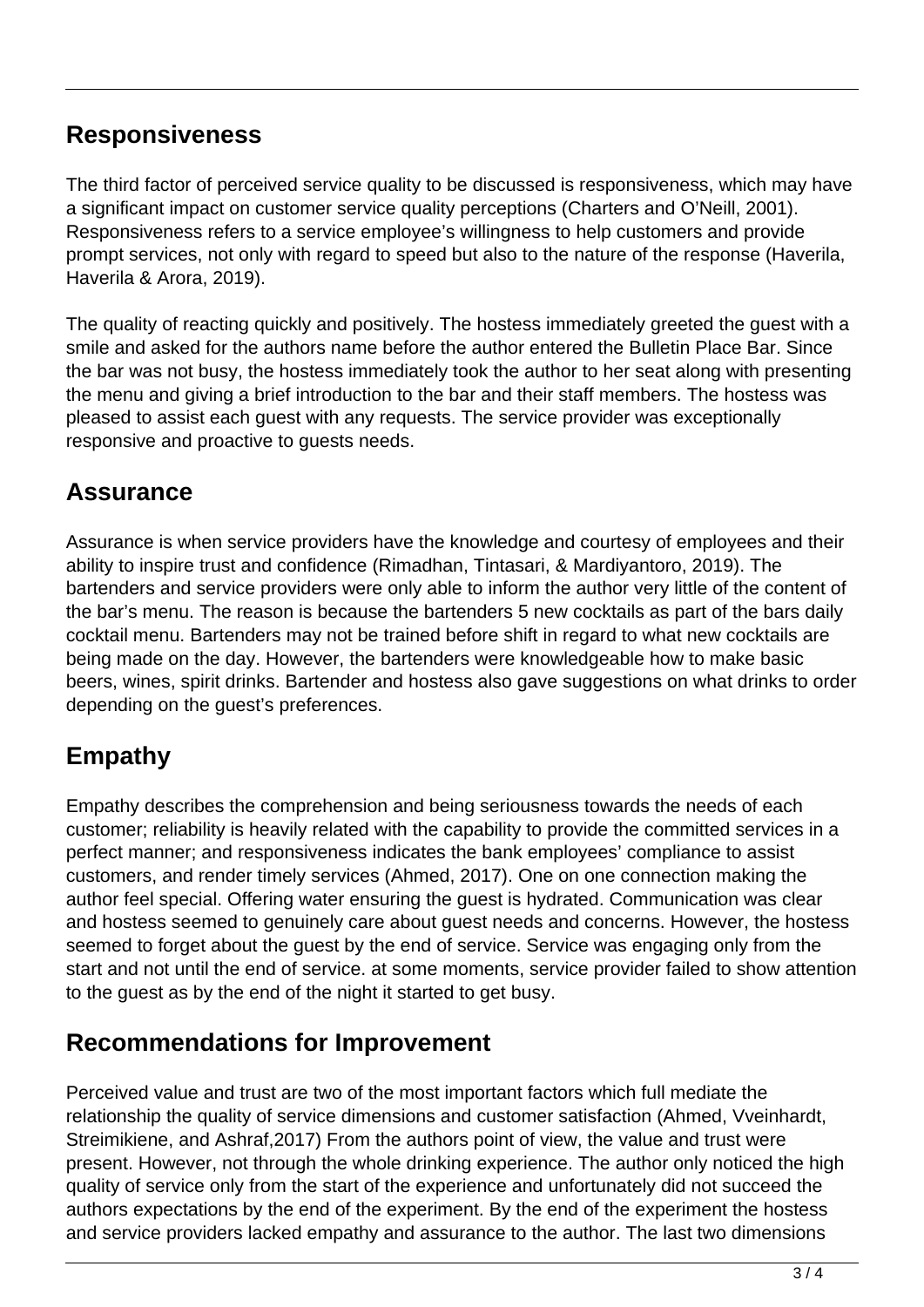## Responsiveness

The third factor of perceived service quality to be discussed is responsiveness, which may have a significant impact on customer service quality perceptions (Charters and O'Neill, 2001). Responsiveness refers to a service employee's willingness to help customers and provide prompt services, not only with regard to speed but also to the nature of the response (Haverila, Haverila & Arora, 2019).

The quality of reacting quickly and positively. The hostess immediately greeted the guest with a smile and asked for the authors name before the author entered the Bulletin Place Bar. Since the bar was not busy, the hostess immediately took the author to her seat along with presenting the menu and giving a brief introduction to the bar and their staff members. The hostess was pleased to assist each guest with any requests. The service provider was exceptionally responsive and proactive to guests needs.

## Assurance

Assurance is when service providers have the knowledge and courtesy of employees and their ability to inspire trust and confidence (Rimadhan, Tintasari, & Mardiyantoro, 2019). The bartenders and service providers were only able to inform the author very little of the content of the bar's menu. The reason is because the bartenders 5 new cocktails as part of the bars daily cocktail menu. Bartenders may not be trained before shift in regard to what new cocktails are being made on the day. However, the bartenders were knowledgeable how to make basic beers, wines, spirit drinks. Bartender and hostess also gave suggestions on what drinks to order depending on the guest's preferences.

## Empathy

Empathy describes the comprehension and being seriousness towards the needs of each customer; reliability is heavily related with the capability to provide the committed services in a perfect manner; and responsiveness indicates the bank employees' compliance to assist customers, and render timely services (Ahmed, 2017). One on one connection making the author feel special. Offering water ensuring the guest is hydrated. Communication was clear and hostess seemed to genuinely care about guest needs and concerns. However, the hostess seemed to forget about the guest by the end of service. Service was engaging only from the start and not until the end of service. at some moments, service provider failed to show attention to the guest as by the end of the night it started to get busy.

## Recommendations for Improvement

Perceived value and trust are two of the most important factors which full mediate the relationship the quality of service dimensions and customer satisfaction (Ahmed, Vveinhardt, Streimikiene, and Ashraf,2017) From the authors point of view, the value and trust were present. However, not through the whole drinking experience. The author only noticed the high quality of service only from the start of the experience and unfortunately did not succeed the authors expectations by the end of the experiment. By the end of the experiment the hostess and service providers lacked empathy and assurance to the author. The last two dimensions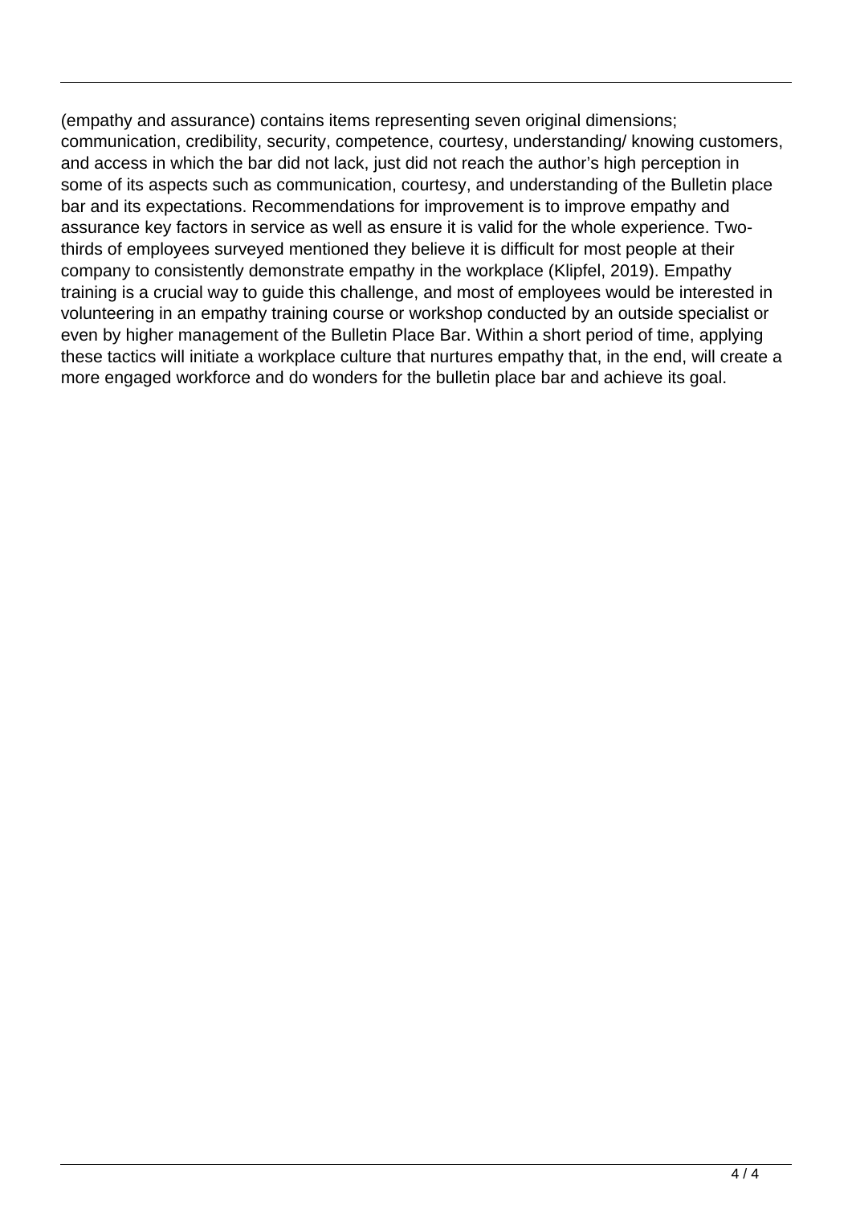(empathy and assurance) contains items representing seven original dimensions; communication, credibility, security, competence, courtesy, understanding/ knowing customers, and access in which the bar did not lack, just did not reach the author's high perception in some of its aspects such as communication, courtesy, and understanding of the Bulletin place bar and its expectations. Recommendations for improvement is to improve empathy and assurance key factors in service as well as ensure it is valid for the whole experience. Two-thirds of employees surveyed mentioned they believe it is difficult for most people at their company to consistently demonstrate empathy in the workplace (Klipfel, 2019). Empathy training is a crucial way to guide this challenge, and most of employees would be interested in volunteering in an empathy training course or workshop conducted by an outside specialist or even by higher management of the Bulletin Place Bar. Within a short period of time, applying these tactics will initiate a workplace culture that nurtures empathy that, in the end, will create a more engaged workforce and do wonders for the bulletin place bar and achieve its goal.